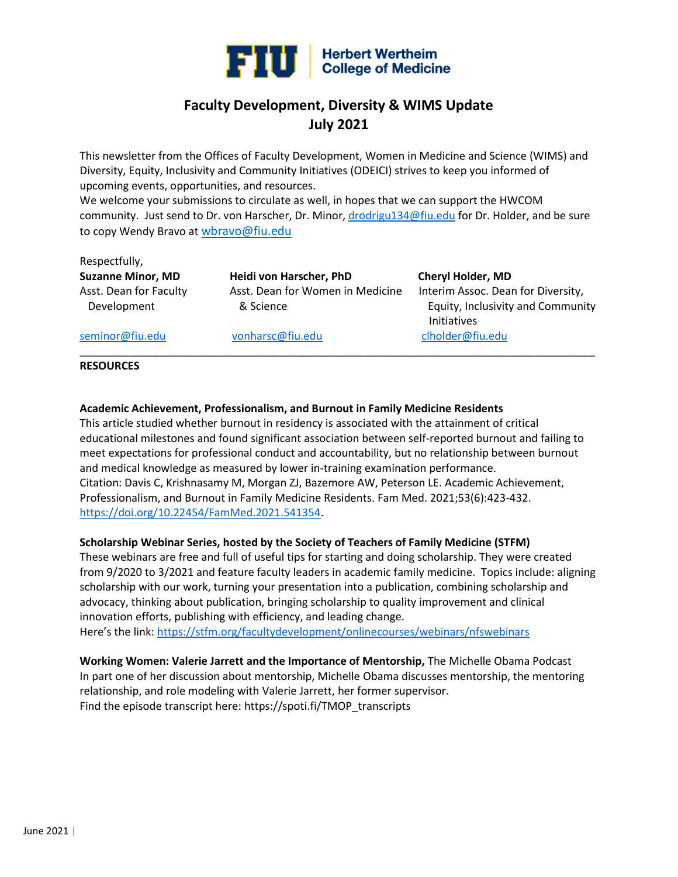FIU | Herbert Wertheim College of Medicine

# Faculty Development, Diversity & WIMS Update
## July 2021

This newsletter from the Offices of Faculty Development, Women in Medicine and Science (WIMS) and Diversity, Equity, Inclusivity and Community Initiatives (ODEICI) strives to keep you informed of upcoming events, opportunities, and resources.
We welcome your submissions to circulate as well, in hopes that we can support the HWCOM community. Just send to Dr. von Harscher, Dr. Minor, drodrigu134@fiu.edu for Dr. Holder, and be sure to copy Wendy Bravo at wbravo@fiu.edu

Respectfully,

**Suzanne Minor, MD**
Asst. Dean for Faculty Development
seminor@fiu.edu

**Heidi von Harscher, PhD**
Asst. Dean for Women in Medicine & Science
vonharsc@fiu.edu

**Cheryl Holder, MD**
Interim Assoc. Dean for Diversity, Equity, Inclusivity and Community Initiatives
clholder@fiu.edu

---

**RESOURCES**

**Academic Achievement, Professionalism, and Burnout in Family Medicine Residents**
This article studied whether burnout in residency is associated with the attainment of critical educational milestones and found significant association between self-reported burnout and failing to meet expectations for professional conduct and accountability, but no relationship between burnout and medical knowledge as measured by lower in-training examination performance.
Citation: Davis C, Krishnasamy M, Morgan ZJ, Bazemore AW, Peterson LE. Academic Achievement, Professionalism, and Burnout in Family Medicine Residents. Fam Med. 2021;53(6):423-432. https://doi.org/10.22454/FamMed.2021.541354.

**Scholarship Webinar Series, hosted by the Society of Teachers of Family Medicine (STFM)**
These webinars are free and full of useful tips for starting and doing scholarship. They were created from 9/2020 to 3/2021 and feature faculty leaders in academic family medicine. Topics include: aligning scholarship with our work, turning your presentation into a publication, combining scholarship and advocacy, thinking about publication, bringing scholarship to quality improvement and clinical innovation efforts, publishing with efficiency, and leading change.
Here's the link: https://stfm.org/facultydevelopment/onlinecourses/webinars/nfswebinars

**Working Women: Valerie Jarrett and the Importance of Mentorship,** The Michelle Obama Podcast
In part one of her discussion about mentorship, Michelle Obama discusses mentorship, the mentoring relationship, and role modeling with Valerie Jarrett, her former supervisor.
Find the episode transcript here: https://spoti.fi/TMOP_transcripts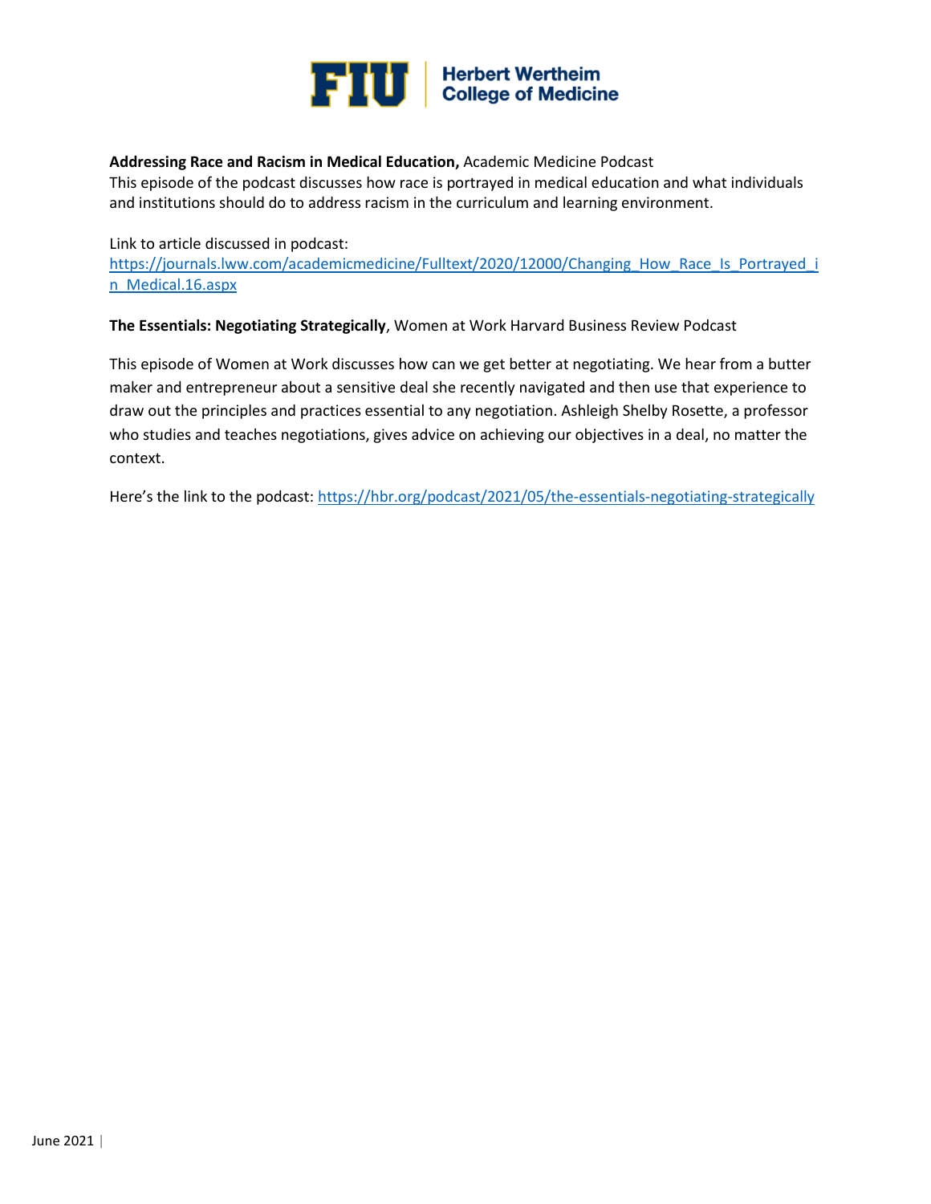**Addressing Race and Racism in Medical Education,** Academic Medicine Podcast
This episode of the podcast discusses how race is portrayed in medical education and what individuals and institutions should do to address racism in the curriculum and learning environment.

Link to article discussed in podcast:
https://journals.lww.com/academicmedicine/Fulltext/2020/12000/Changing_How_Race_Is_Portrayed_in_Medical.16.aspx

**The Essentials: Negotiating Strategically**, Women at Work Harvard Business Review Podcast

This episode of Women at Work discusses how can we get better at negotiating. We hear from a butter maker and entrepreneur about a sensitive deal she recently navigated and then use that experience to draw out the principles and practices essential to any negotiation. Ashleigh Shelby Rosette, a professor who studies and teaches negotiations, gives advice on achieving our objectives in a deal, no matter the context.

Here's the link to the podcast: https://hbr.org/podcast/2021/05/the-essentials-negotiating-strategically